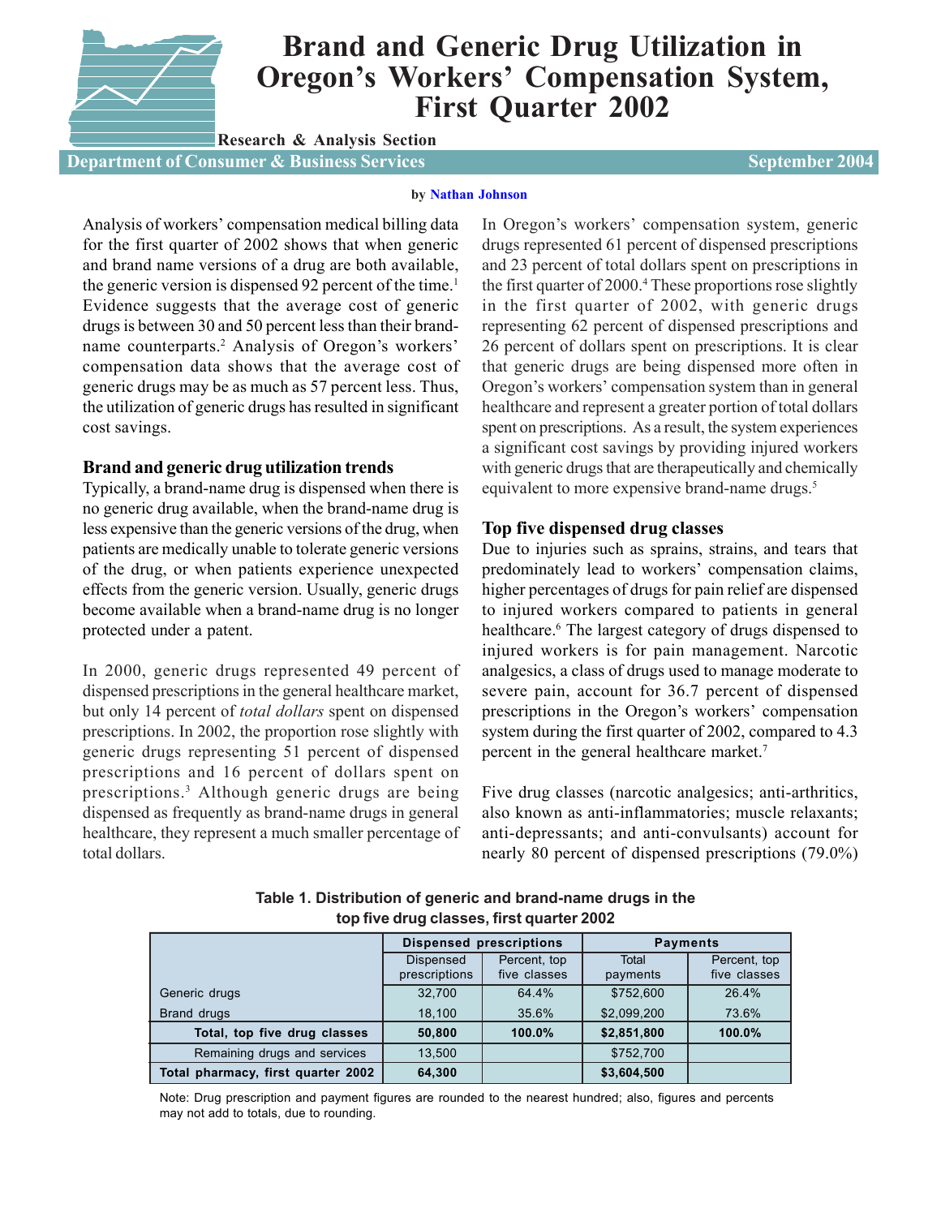# Brand and Generic Drug Utilization in Oregon's Workers' Compensation System, First Quarter 2002

**Research & Analysis Section**

**Department of Consumer & Business Services** — **September 2004**

by **Nathan Johnson**

Analysis of workers' compensation medical billing data for the first quarter of 2002 shows that when generic and brand name versions of a drug are both available, the generic version is dispensed 92 percent of the time.[1] Evidence suggests that the average cost of generic drugs is between 30 and 50 percent less than their brand-name counterparts.[2] Analysis of Oregon's workers' compensation data shows that the average cost of generic drugs may be as much as 57 percent less. Thus, the utilization of generic drugs has resulted in significant cost savings.

## Brand and generic drug utilization trends

Typically, a brand-name drug is dispensed when there is no generic drug available, when the brand-name drug is less expensive than the generic versions of the drug, when patients are medically unable to tolerate generic versions of the drug, or when patients experience unexpected effects from the generic version. Usually, generic drugs become available when a brand-name drug is no longer protected under a patent.

In 2000, generic drugs represented 49 percent of dispensed prescriptions in the general healthcare market, but only 14 percent of *total dollars* spent on dispensed prescriptions. In 2002, the proportion rose slightly with generic drugs representing 51 percent of dispensed prescriptions and 16 percent of dollars spent on prescriptions.[3] Although generic drugs are being dispensed as frequently as brand-name drugs in general healthcare, they represent a much smaller percentage of total dollars.

In Oregon's workers' compensation system, generic drugs represented 61 percent of dispensed prescriptions and 23 percent of total dollars spent on prescriptions in the first quarter of 2000.[4] These proportions rose slightly in the first quarter of 2002, with generic drugs representing 62 percent of dispensed prescriptions and 26 percent of dollars spent on prescriptions. It is clear that generic drugs are being dispensed more often in Oregon's workers' compensation system than in general healthcare and represent a greater portion of total dollars spent on prescriptions. As a result, the system experiences a significant cost savings by providing injured workers with generic drugs that are therapeutically and chemically equivalent to more expensive brand-name drugs.[5]

## Top five dispensed drug classes

Due to injuries such as sprains, strains, and tears that predominately lead to workers' compensation claims, higher percentages of drugs for pain relief are dispensed to injured workers compared to patients in general healthcare.[6] The largest category of drugs dispensed to injured workers is for pain management. Narcotic analgesics, a class of drugs used to manage moderate to severe pain, account for 36.7 percent of dispensed prescriptions in the Oregon's workers' compensation system during the first quarter of 2002, compared to 4.3 percent in the general healthcare market.[7]

Five drug classes (narcotic analgesics; anti-arthritics, also known as anti-inflammatories; muscle relaxants; anti-depressants; and anti-convulsants) account for nearly 80 percent of dispensed prescriptions (79.0%)

**Table 1. Distribution of generic and brand-name drugs in the top five drug classes, first quarter 2002**

| | Dispensed prescriptions | | Payments | |
|---|---|---|---|---|
| | Dispensed prescriptions | Percent, top five classes | Total payments | Percent, top five classes |
| Generic drugs | 32,700 | 64.4% | $752,600 | 26.4% |
| Brand drugs | 18,100 | 35.6% | $2,099,200 | 73.6% |
| **Total, top five drug classes** | **50,800** | **100.0%** | **$2,851,800** | **100.0%** |
| Remaining drugs and services | 13,500 | | $752,700 | |
| **Total pharmacy, first quarter 2002** | **64,300** | | **$3,604,500** | |

Note: Drug prescription and payment figures are rounded to the nearest hundred; also, figures and percents may not add to totals, due to rounding.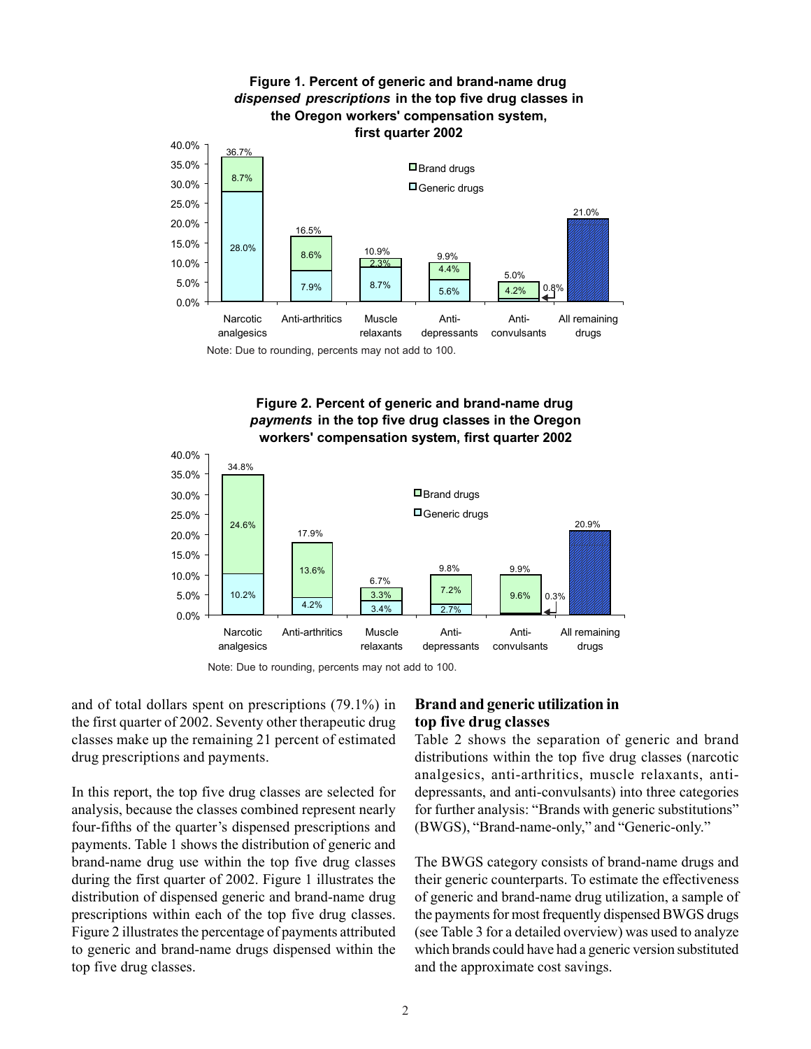**Figure 1. Percent of generic and brand-name drug *dispensed prescriptions* in the top five drug classes in the Oregon workers' compensation system, first quarter 2002**

| | Narcotic analgesics | Anti-arthritics | Muscle relaxants | Anti-depressants | Anti-convulsants | All remaining drugs |
|---|---|---|---|---|---|---|
| Brand drugs | 8.7% | 8.6% | 2.3% | 4.4% | 4.2% | |
| Generic drugs | 28.0% | 7.9% | 8.7% | 5.6% | 0.8% | |
| Total | 36.7% | 16.5% | 10.9% | 9.9% | 5.0% | 21.0% |

Note: Due to rounding, percents may not add to 100.

**Figure 2. Percent of generic and brand-name drug *payments* in the top five drug classes in the Oregon workers' compensation system, first quarter 2002**

| | Narcotic analgesics | Anti-arthritics | Muscle relaxants | Anti-depressants | Anti-convulsants | All remaining drugs |
|---|---|---|---|---|---|---|
| Brand drugs | 24.6% | 13.6% | 3.3% | 7.2% | 9.6% | |
| Generic drugs | 10.2% | 4.2% | 3.4% | 2.7% | 0.3% | |
| Total | 34.8% | 17.9% | 6.7% | 9.8% | 9.9% | 20.9% |

Note: Due to rounding, percents may not add to 100.

and of total dollars spent on prescriptions (79.1%) in the first quarter of 2002. Seventy other therapeutic drug classes make up the remaining 21 percent of estimated drug prescriptions and payments.

In this report, the top five drug classes are selected for analysis, because the classes combined represent nearly four-fifths of the quarter's dispensed prescriptions and payments. Table 1 shows the distribution of generic and brand-name drug use within the top five drug classes during the first quarter of 2002. Figure 1 illustrates the distribution of dispensed generic and brand-name drug prescriptions within each of the top five drug classes. Figure 2 illustrates the percentage of payments attributed to generic and brand-name drugs dispensed within the top five drug classes.

## Brand and generic utilization in top five drug classes

Table 2 shows the separation of generic and brand distributions within the top five drug classes (narcotic analgesics, anti-arthritics, muscle relaxants, anti-depressants, and anti-convulsants) into three categories for further analysis: "Brands with generic substitutions" (BWGS), "Brand-name-only," and "Generic-only."

The BWGS category consists of brand-name drugs and their generic counterparts. To estimate the effectiveness of generic and brand-name drug utilization, a sample of the payments for most frequently dispensed BWGS drugs (see Table 3 for a detailed overview) was used to analyze which brands could have had a generic version substituted and the approximate cost savings.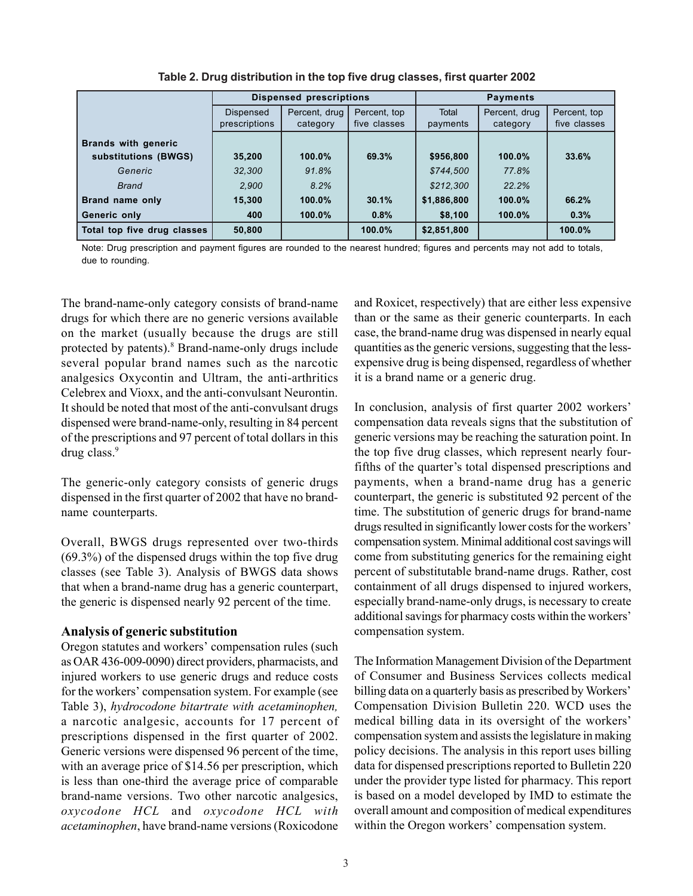**Table 2. Drug distribution in the top five drug classes, first quarter 2002**

| | Dispensed prescriptions | | | Payments | | |
|---|---|---|---|---|---|---|
| | Dispensed prescriptions | Percent, drug category | Percent, top five classes | Total payments | Percent, drug category | Percent, top five classes |
| **Brands with generic substitutions (BWGS)** | **35,200** | **100.0%** | **69.3%** | **$956,800** | **100.0%** | **33.6%** |
| *Generic* | *32,300* | *91.8%* | | *$744,500* | *77.8%* | |
| *Brand* | *2,900* | *8.2%* | | *$212,300* | *22.2%* | |
| **Brand name only** | **15,300** | **100.0%** | **30.1%** | **$1,886,800** | **100.0%** | **66.2%** |
| **Generic only** | **400** | **100.0%** | **0.8%** | **$8,100** | **100.0%** | **0.3%** |
| **Total top five drug classes** | **50,800** | | **100.0%** | **$2,851,800** | | **100.0%** |

Note: Drug prescription and payment figures are rounded to the nearest hundred; figures and percents may not add to totals, due to rounding.

The brand-name-only category consists of brand-name drugs for which there are no generic versions available on the market (usually because the drugs are still protected by patents).[8] Brand-name-only drugs include several popular brand names such as the narcotic analgesics Oxycontin and Ultram, the anti-arthritics Celebrex and Vioxx, and the anti-convulsant Neurontin. It should be noted that most of the anti-convulsant drugs dispensed were brand-name-only, resulting in 84 percent of the prescriptions and 97 percent of total dollars in this drug class.[9]

The generic-only category consists of generic drugs dispensed in the first quarter of 2002 that have no brand-name counterparts.

Overall, BWGS drugs represented over two-thirds (69.3%) of the dispensed drugs within the top five drug classes (see Table 3). Analysis of BWGS data shows that when a brand-name drug has a generic counterpart, the generic is dispensed nearly 92 percent of the time.

## Analysis of generic substitution

Oregon statutes and workers' compensation rules (such as OAR 436-009-0090) direct providers, pharmacists, and injured workers to use generic drugs and reduce costs for the workers' compensation system. For example (see Table 3), *hydrocodone bitartrate with acetaminophen,* a narcotic analgesic, accounts for 17 percent of prescriptions dispensed in the first quarter of 2002. Generic versions were dispensed 96 percent of the time, with an average price of $14.56 per prescription, which is less than one-third the average price of comparable brand-name versions. Two other narcotic analgesics, *oxycodone HCL* and *oxycodone HCL with acetaminophen*, have brand-name versions (Roxicodone and Roxicet, respectively) that are either less expensive than or the same as their generic counterparts. In each case, the brand-name drug was dispensed in nearly equal quantities as the generic versions, suggesting that the less-expensive drug is being dispensed, regardless of whether it is a brand name or a generic drug.

In conclusion, analysis of first quarter 2002 workers' compensation data reveals signs that the substitution of generic versions may be reaching the saturation point. In the top five drug classes, which represent nearly four-fifths of the quarter's total dispensed prescriptions and payments, when a brand-name drug has a generic counterpart, the generic is substituted 92 percent of the time. The substitution of generic drugs for brand-name drugs resulted in significantly lower costs for the workers' compensation system. Minimal additional cost savings will come from substituting generics for the remaining eight percent of substitutable brand-name drugs. Rather, cost containment of all drugs dispensed to injured workers, especially brand-name-only drugs, is necessary to create additional savings for pharmacy costs within the workers' compensation system.

The Information Management Division of the Department of Consumer and Business Services collects medical billing data on a quarterly basis as prescribed by Workers' Compensation Division Bulletin 220. WCD uses the medical billing data in its oversight of the workers' compensation system and assists the legislature in making policy decisions. The analysis in this report uses billing data for dispensed prescriptions reported to Bulletin 220 under the provider type listed for pharmacy. This report is based on a model developed by IMD to estimate the overall amount and composition of medical expenditures within the Oregon workers' compensation system.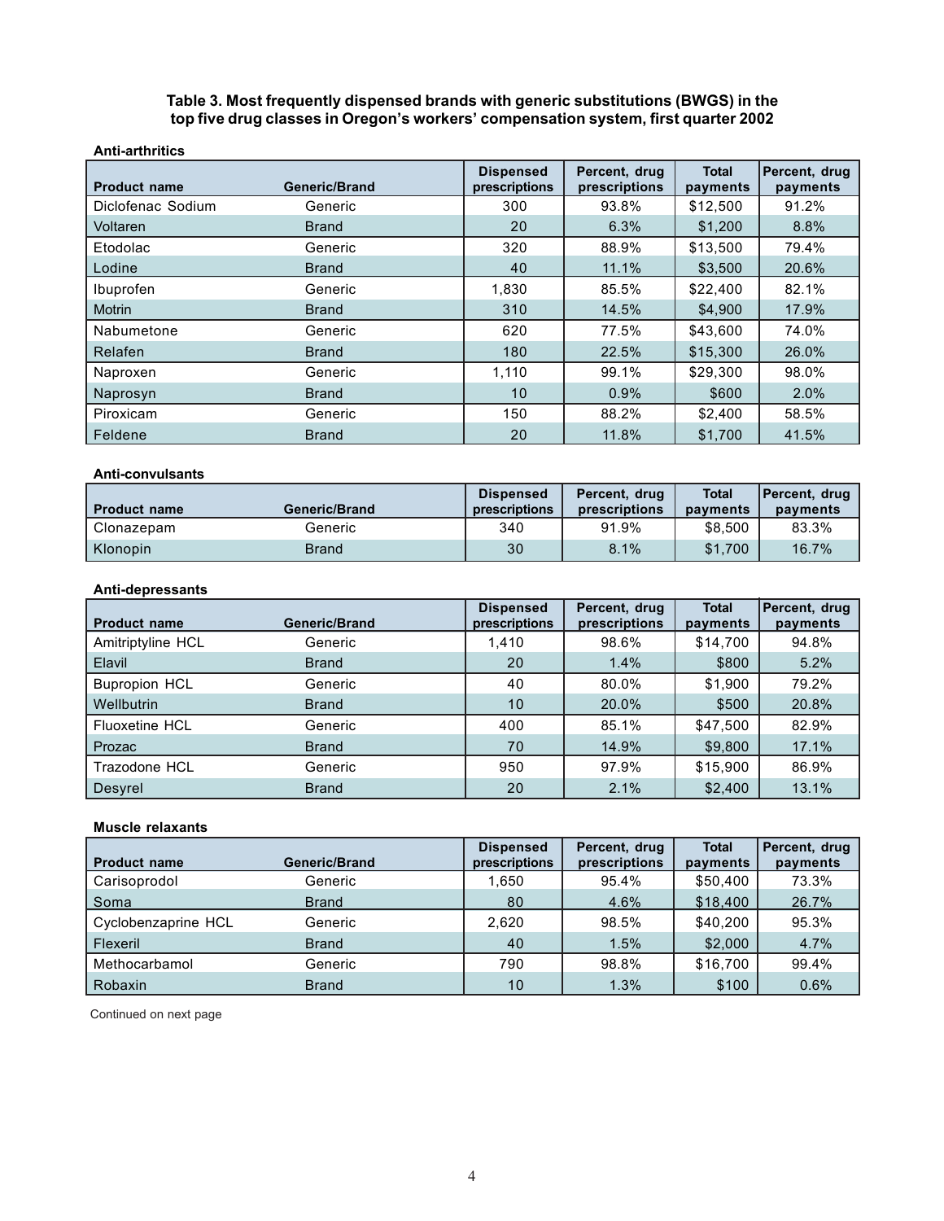**Table 3. Most frequently dispensed brands with generic substitutions (BWGS) in the top five drug classes in Oregon's workers' compensation system, first quarter 2002**

**Anti-arthritics**

| Product name | Generic/Brand | Dispensed prescriptions | Percent, drug prescriptions | Total payments | Percent, drug payments |
|---|---|---|---|---|---|
| Diclofenac Sodium | Generic | 300 | 93.8% | $12,500 | 91.2% |
| Voltaren | Brand | 20 | 6.3% | $1,200 | 8.8% |
| Etodolac | Generic | 320 | 88.9% | $13,500 | 79.4% |
| Lodine | Brand | 40 | 11.1% | $3,500 | 20.6% |
| Ibuprofen | Generic | 1,830 | 85.5% | $22,400 | 82.1% |
| Motrin | Brand | 310 | 14.5% | $4,900 | 17.9% |
| Nabumetone | Generic | 620 | 77.5% | $43,600 | 74.0% |
| Relafen | Brand | 180 | 22.5% | $15,300 | 26.0% |
| Naproxen | Generic | 1,110 | 99.1% | $29,300 | 98.0% |
| Naprosyn | Brand | 10 | 0.9% | $600 | 2.0% |
| Piroxicam | Generic | 150 | 88.2% | $2,400 | 58.5% |
| Feldene | Brand | 20 | 11.8% | $1,700 | 41.5% |

**Anti-convulsants**

| Product name | Generic/Brand | Dispensed prescriptions | Percent, drug prescriptions | Total payments | Percent, drug payments |
|---|---|---|---|---|---|
| Clonazepam | Generic | 340 | 91.9% | $8,500 | 83.3% |
| Klonopin | Brand | 30 | 8.1% | $1,700 | 16.7% |

**Anti-depressants**

| Product name | Generic/Brand | Dispensed prescriptions | Percent, drug prescriptions | Total payments | Percent, drug payments |
|---|---|---|---|---|---|
| Amitriptyline HCL | Generic | 1,410 | 98.6% | $14,700 | 94.8% |
| Elavil | Brand | 20 | 1.4% | $800 | 5.2% |
| Bupropion HCL | Generic | 40 | 80.0% | $1,900 | 79.2% |
| Wellbutrin | Brand | 10 | 20.0% | $500 | 20.8% |
| Fluoxetine HCL | Generic | 400 | 85.1% | $47,500 | 82.9% |
| Prozac | Brand | 70 | 14.9% | $9,800 | 17.1% |
| Trazodone HCL | Generic | 950 | 97.9% | $15,900 | 86.9% |
| Desyrel | Brand | 20 | 2.1% | $2,400 | 13.1% |

**Muscle relaxants**

| Product name | Generic/Brand | Dispensed prescriptions | Percent, drug prescriptions | Total payments | Percent, drug payments |
|---|---|---|---|---|---|
| Carisoprodol | Generic | 1,650 | 95.4% | $50,400 | 73.3% |
| Soma | Brand | 80 | 4.6% | $18,400 | 26.7% |
| Cyclobenzaprine HCL | Generic | 2,620 | 98.5% | $40,200 | 95.3% |
| Flexeril | Brand | 40 | 1.5% | $2,000 | 4.7% |
| Methocarbamol | Generic | 790 | 98.8% | $16,700 | 99.4% |
| Robaxin | Brand | 10 | 1.3% | $100 | 0.6% |

Continued on next page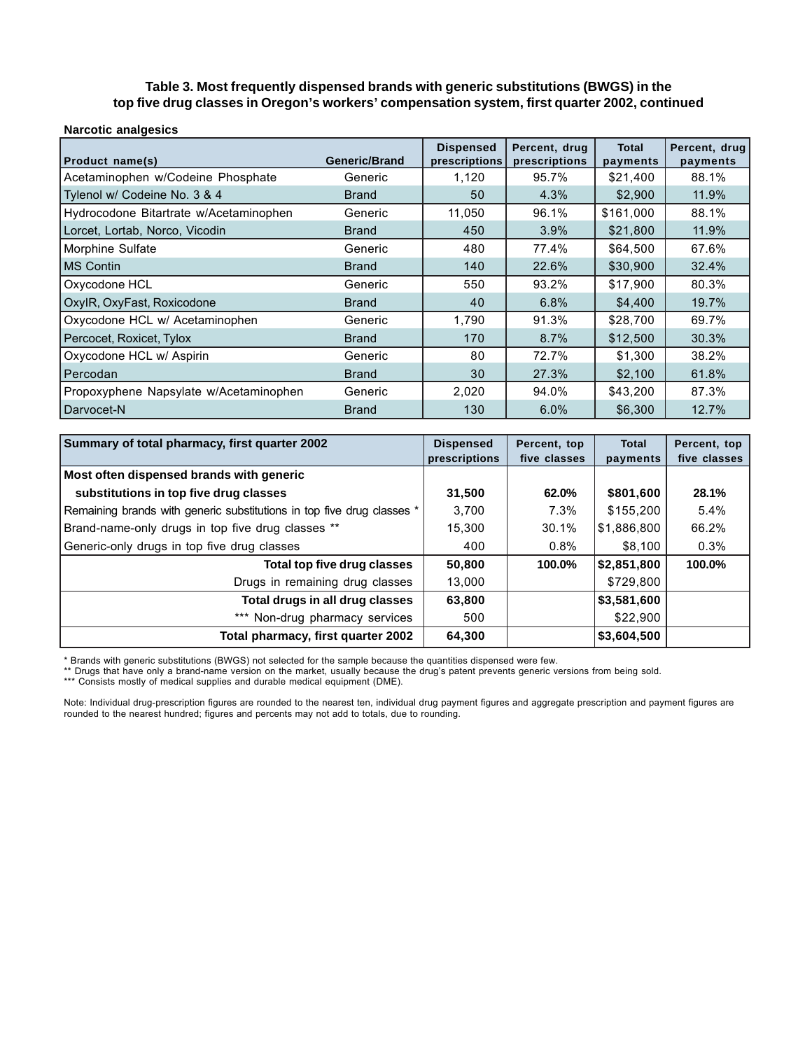**Table 3. Most frequently dispensed brands with generic substitutions (BWGS) in the top five drug classes in Oregon's workers' compensation system, first quarter 2002, continued**

**Narcotic analgesics**

| Product name(s) | Generic/Brand | Dispensed prescriptions | Percent, drug prescriptions | Total payments | Percent, drug payments |
|---|---|---|---|---|---|
| Acetaminophen w/Codeine Phosphate | Generic | 1,120 | 95.7% | $21,400 | 88.1% |
| Tylenol w/ Codeine No. 3 & 4 | Brand | 50 | 4.3% | $2,900 | 11.9% |
| Hydrocodone Bitartrate w/Acetaminophen | Generic | 11,050 | 96.1% | $161,000 | 88.1% |
| Lorcet, Lortab, Norco, Vicodin | Brand | 450 | 3.9% | $21,800 | 11.9% |
| Morphine Sulfate | Generic | 480 | 77.4% | $64,500 | 67.6% |
| MS Contin | Brand | 140 | 22.6% | $30,900 | 32.4% |
| Oxycodone HCL | Generic | 550 | 93.2% | $17,900 | 80.3% |
| OxyIR, OxyFast, Roxicodone | Brand | 40 | 6.8% | $4,400 | 19.7% |
| Oxycodone HCL w/ Acetaminophen | Generic | 1,790 | 91.3% | $28,700 | 69.7% |
| Percocet, Roxicet, Tylox | Brand | 170 | 8.7% | $12,500 | 30.3% |
| Oxycodone HCL w/ Aspirin | Generic | 80 | 72.7% | $1,300 | 38.2% |
| Percodan | Brand | 30 | 27.3% | $2,100 | 61.8% |
| Propoxyphene Napsylate w/Acetaminophen | Generic | 2,020 | 94.0% | $43,200 | 87.3% |
| Darvocet-N | Brand | 130 | 6.0% | $6,300 | 12.7% |

| Summary of total pharmacy, first quarter 2002 | Dispensed prescriptions | Percent, top five classes | Total payments | Percent, top five classes |
|---|---|---|---|---|
| **Most often dispensed brands with generic substitutions in top five drug classes** | **31,500** | **62.0%** | **$801,600** | **28.1%** |
| Remaining brands with generic substitutions in top five drug classes * | 3,700 | 7.3% | $155,200 | 5.4% |
| Brand-name-only drugs in top five drug classes ** | 15,300 | 30.1% | $1,886,800 | 66.2% |
| Generic-only drugs in top five drug classes | 400 | 0.8% | $8,100 | 0.3% |
| **Total top five drug classes** | **50,800** | **100.0%** | **$2,851,800** | **100.0%** |
| Drugs in remaining drug classes | 13,000 | | $729,800 | |
| **Total drugs in all drug classes** | **63,800** | | **$3,581,600** | |
| *** Non-drug pharmacy services | 500 | | $22,900 | |
| **Total pharmacy, first quarter 2002** | **64,300** | | **$3,604,500** | |

\* Brands with generic substitutions (BWGS) not selected for the sample because the quantities dispensed were few.
** Drugs that have only a brand-name version on the market, usually because the drug's patent prevents generic versions from being sold.
*** Consists mostly of medical supplies and durable medical equipment (DME).

Note: Individual drug-prescription figures are rounded to the nearest ten, individual drug payment figures and aggregate prescription and payment figures are rounded to the nearest hundred; figures and percents may not add to totals, due to rounding.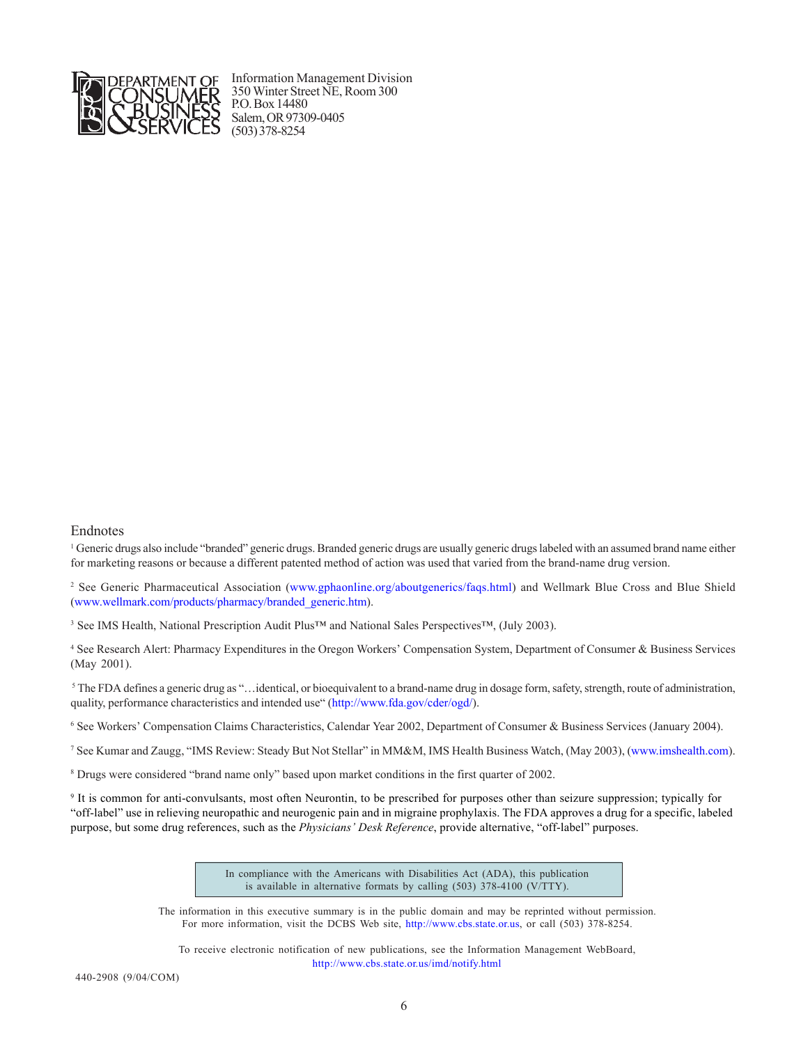DEPARTMENT OF CONSUMER & BUSINESS SERVICES

Information Management Division
350 Winter Street NE, Room 300
P.O. Box 14480
Salem, OR 97309-0405
(503) 378-8254

## Endnotes

[1] Generic drugs also include "branded" generic drugs. Branded generic drugs are usually generic drugs labeled with an assumed brand name either for marketing reasons or because a different patented method of action was used that varied from the brand-name drug version.

[2] See Generic Pharmaceutical Association (www.gphaonline.org/aboutgenerics/faqs.html) and Wellmark Blue Cross and Blue Shield (www.wellmark.com/products/pharmacy/branded_generic.htm).

[3] See IMS Health, National Prescription Audit Plus™ and National Sales Perspectives™, (July 2003).

[4] See Research Alert: Pharmacy Expenditures in the Oregon Workers' Compensation System, Department of Consumer & Business Services (May 2001).

[5] The FDA defines a generic drug as "…identical, or bioequivalent to a brand-name drug in dosage form, safety, strength, route of administration, quality, performance characteristics and intended use" (http://www.fda.gov/cder/ogd/).

[6] See Workers' Compensation Claims Characteristics, Calendar Year 2002, Department of Consumer & Business Services (January 2004).

[7] See Kumar and Zaugg, "IMS Review: Steady But Not Stellar" in MM&M, IMS Health Business Watch, (May 2003), (www.imshealth.com).

[8] Drugs were considered "brand name only" based upon market conditions in the first quarter of 2002.

[9] It is common for anti-convulsants, most often Neurontin, to be prescribed for purposes other than seizure suppression; typically for "off-label" use in relieving neuropathic and neurogenic pain and in migraine prophylaxis. The FDA approves a drug for a specific, labeled purpose, but some drug references, such as the *Physicians' Desk Reference*, provide alternative, "off-label" purposes.

In compliance with the Americans with Disabilities Act (ADA), this publication is available in alternative formats by calling (503) 378-4100 (V/TTY).

The information in this executive summary is in the public domain and may be reprinted without permission. For more information, visit the DCBS Web site, http://www.cbs.state.or.us, or call (503) 378-8254.

To receive electronic notification of new publications, see the Information Management WebBoard, http://www.cbs.state.or.us/imd/notify.html

440-2908 (9/04/COM)